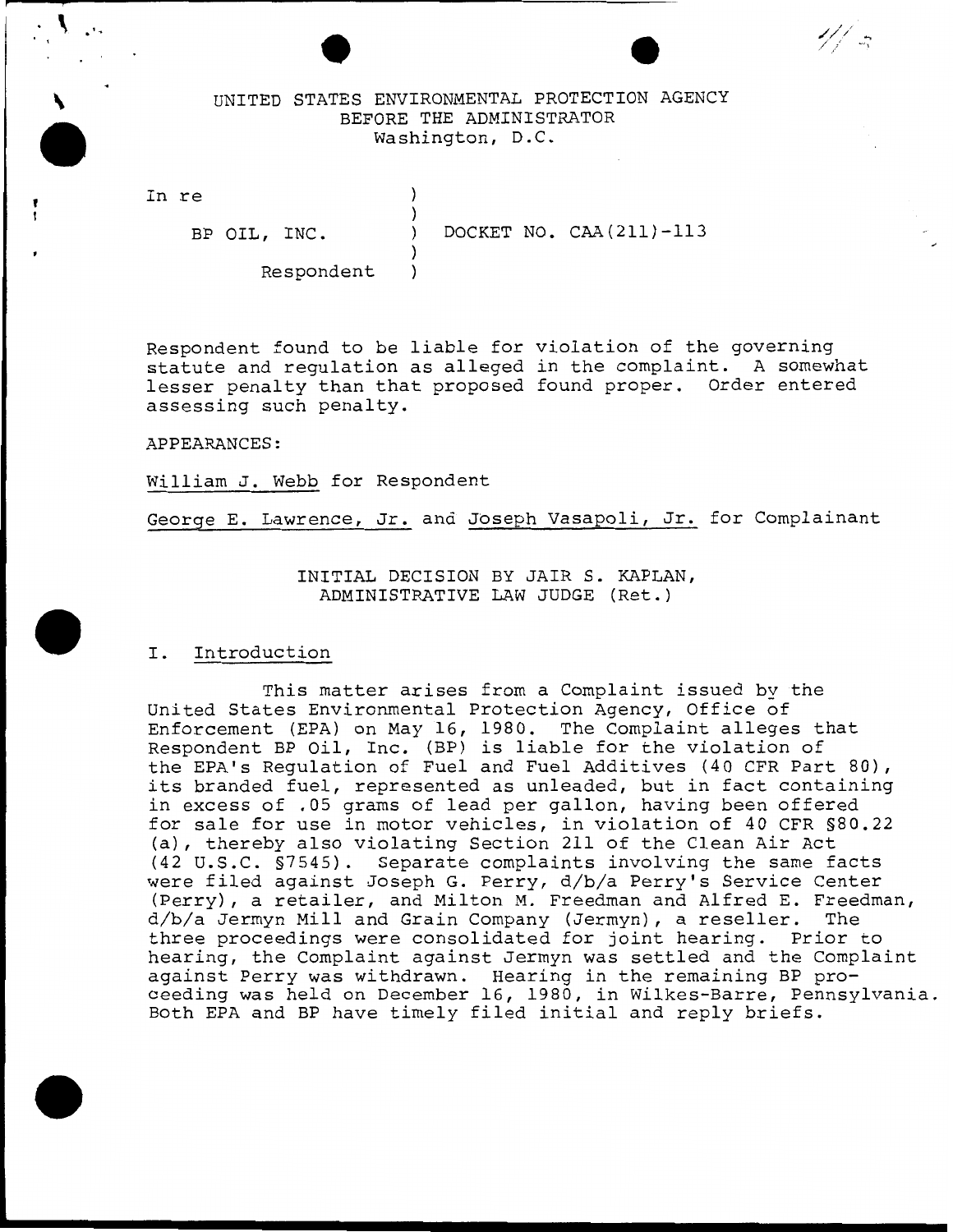UNITED STATES ENVIRONMENTAL PROTECTION AGENCY
BEFORE THE ADMINISTRATOR
Washington, D.C.

| | | |
|---|---|---|
| In re | ) | |
| | ) | |
| BP OIL, INC. | ) | DOCKET NO. CAA(211)-113 |
| | ) | |
| Respondent | ) | |

Respondent found to be liable for violation of the governing statute and regulation as alleged in the complaint. A somewhat lesser penalty than that proposed found proper. Order entered assessing such penalty.

APPEARANCES:

William J. Webb for Respondent

George E. Lawrence, Jr. and Joseph Vasapoli, Jr. for Complainant

INITIAL DECISION BY JAIR S. KAPLAN,
ADMINISTRATIVE LAW JUDGE (Ret.)

## I. Introduction

This matter arises from a Complaint issued by the United States Environmental Protection Agency, Office of Enforcement (EPA) on May 16, 1980. The Complaint alleges that Respondent BP Oil, Inc. (BP) is liable for the violation of the EPA's Regulation of Fuel and Fuel Additives (40 CFR Part 80), its branded fuel, represented as unleaded, but in fact containing in excess of .05 grams of lead per gallon, having been offered for sale for use in motor vehicles, in violation of 40 CFR §80.22 (a), thereby also violating Section 211 of the Clean Air Act (42 U.S.C. §7545). Separate complaints involving the same facts were filed against Joseph G. Perry, d/b/a Perry's Service Center (Perry), a retailer, and Milton M. Freedman and Alfred E. Freedman, d/b/a Jermyn Mill and Grain Company (Jermyn), a reseller. The three proceedings were consolidated for joint hearing. Prior to hearing, the Complaint against Jermyn was settled and the Complaint against Perry was withdrawn. Hearing in the remaining BP proceeding was held on December 16, 1980, in Wilkes-Barre, Pennsylvania. Both EPA and BP have timely filed initial and reply briefs.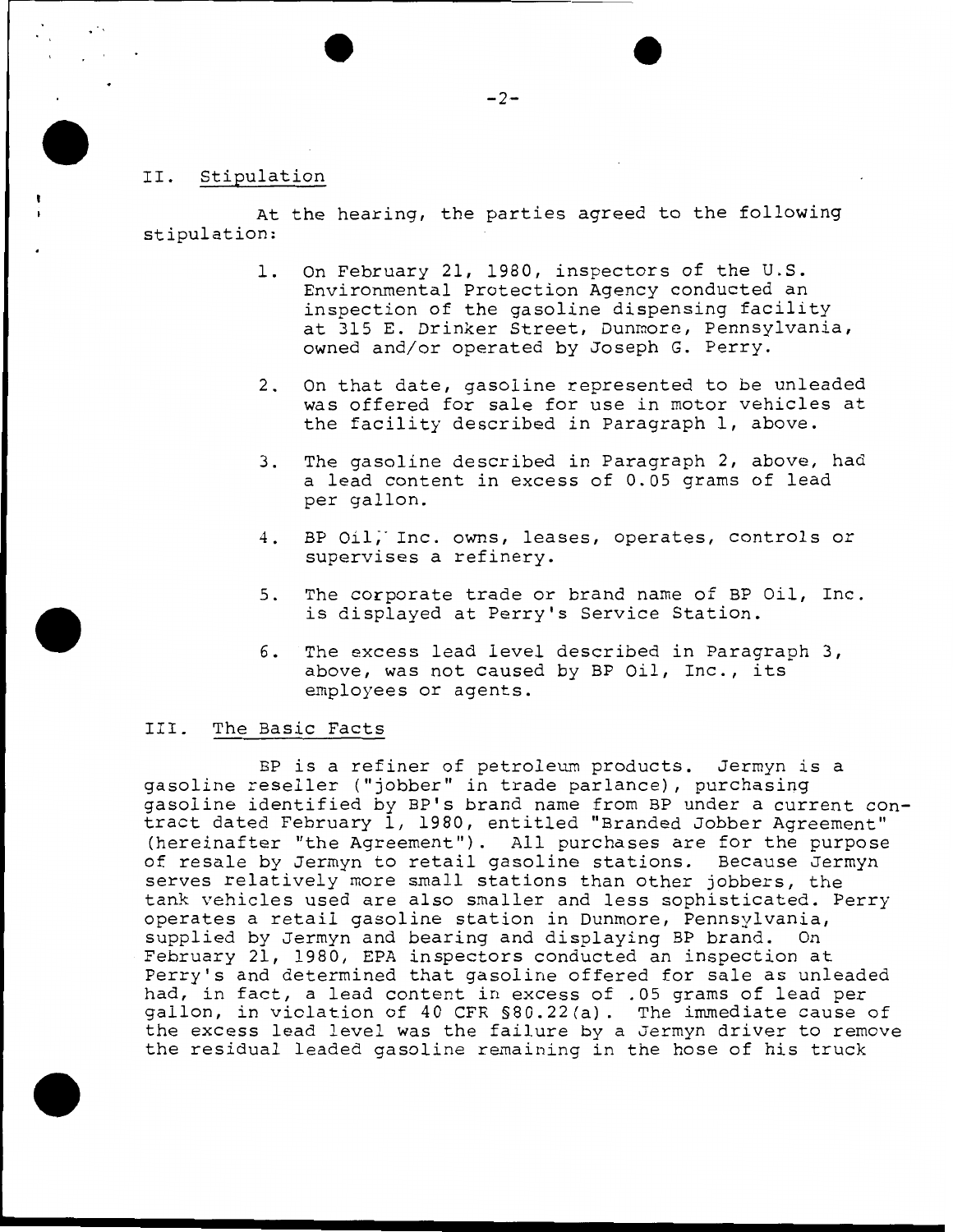## II. Stipulation

At the hearing, the parties agreed to the following stipulation:

1. On February 21, 1980, inspectors of the U.S. Environmental Protection Agency conducted an inspection of the gasoline dispensing facility at 315 E. Drinker Street, Dunmore, Pennsylvania, owned and/or operated by Joseph G. Perry.

2. On that date, gasoline represented to be unleaded was offered for sale for use in motor vehicles at the facility described in Paragraph 1, above.

3. The gasoline described in Paragraph 2, above, had a lead content in excess of 0.05 grams of lead per gallon.

4. BP Oil, Inc. owns, leases, operates, controls or supervises a refinery.

5. The corporate trade or brand name of BP Oil, Inc. is displayed at Perry's Service Station.

6. The excess lead level described in Paragraph 3, above, was not caused by BP Oil, Inc., its employees or agents.

## III. The Basic Facts

BP is a refiner of petroleum products. Jermyn is a gasoline reseller ("jobber" in trade parlance), purchasing gasoline identified by BP's brand name from BP under a current contract dated February 1, 1980, entitled "Branded Jobber Agreement" (hereinafter "the Agreement"). All purchases are for the purpose of resale by Jermyn to retail gasoline stations. Because Jermyn serves relatively more small stations than other jobbers, the tank vehicles used are also smaller and less sophisticated. Perry operates a retail gasoline station in Dunmore, Pennsylvania, supplied by Jermyn and bearing and displaying BP brand. On February 21, 1980, EPA inspectors conducted an inspection at Perry's and determined that gasoline offered for sale as unleaded had, in fact, a lead content in excess of .05 grams of lead per gallon, in violation of 40 CFR §80.22(a). The immediate cause of the excess lead level was the failure by a Jermyn driver to remove the residual leaded gasoline remaining in the hose of his truck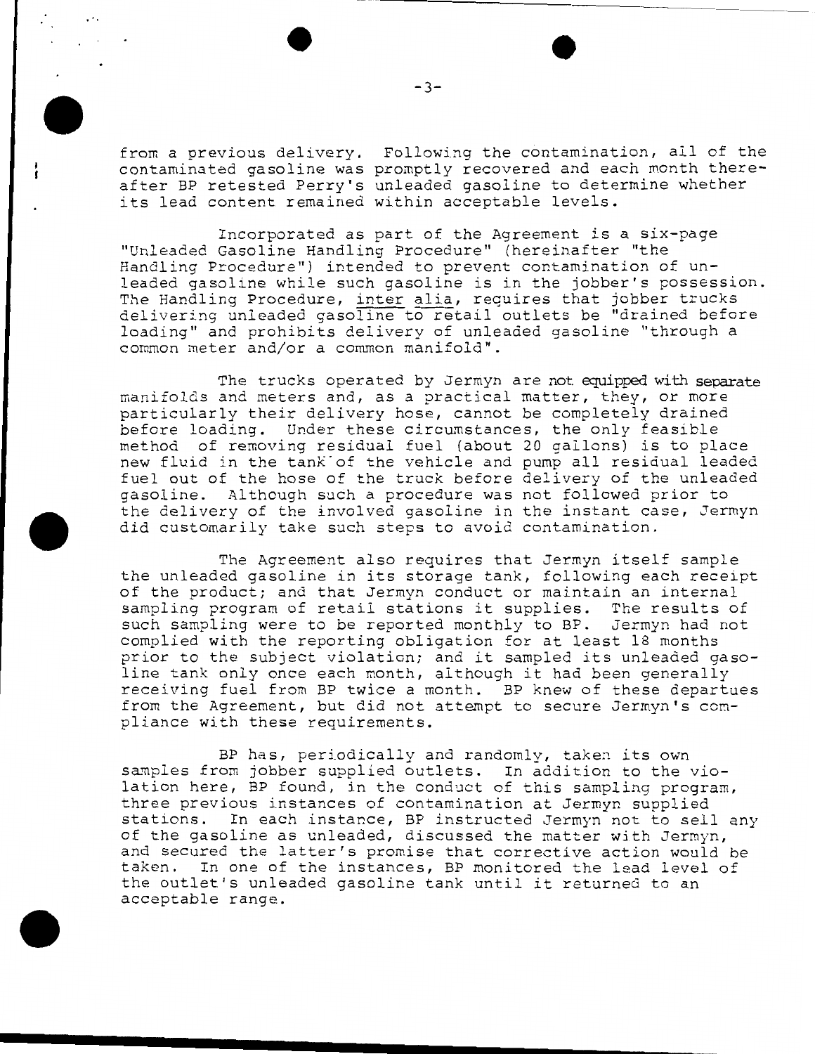from a previous delivery. Following the contamination, all of the contaminated gasoline was promptly recovered and each month thereafter BP retested Perry's unleaded gasoline to determine whether its lead content remained within acceptable levels.

Incorporated as part of the Agreement is a six-page "Unleaded Gasoline Handling Procedure" (hereinafter "the Handling Procedure") intended to prevent contamination of unleaded gasoline while such gasoline is in the jobber's possession. The Handling Procedure, inter alia, requires that jobber trucks delivering unleaded gasoline to retail outlets be "drained before loading" and prohibits delivery of unleaded gasoline "through a common meter and/or a common manifold".

The trucks operated by Jermyn are not equipped with separate manifolds and meters and, as a practical matter, they, or more particularly their delivery hose, cannot be completely drained before loading. Under these circumstances, the only feasible method of removing residual fuel (about 20 gallons) is to place new fluid in the tank of the vehicle and pump all residual leaded fuel out of the hose of the truck before delivery of the unleaded gasoline. Although such a procedure was not followed prior to the delivery of the involved gasoline in the instant case, Jermyn did customarily take such steps to avoid contamination.

The Agreement also requires that Jermyn itself sample the unleaded gasoline in its storage tank, following each receipt of the product; and that Jermyn conduct or maintain an internal sampling program of retail stations it supplies. The results of such sampling were to be reported monthly to BP. Jermyn had not complied with the reporting obligation for at least 18 months prior to the subject violation; and it sampled its unleaded gasoline tank only once each month, although it had been generally receiving fuel from BP twice a month. BP knew of these departues from the Agreement, but did not attempt to secure Jermyn's compliance with these requirements.

BP has, periodically and randomly, taken its own samples from jobber supplied outlets. In addition to the violation here, BP found, in the conduct of this sampling program, three previous instances of contamination at Jermyn supplied stations. In each instance, BP instructed Jermyn not to sell any of the gasoline as unleaded, discussed the matter with Jermyn, and secured the latter's promise that corrective action would be taken. In one of the instances, BP monitored the lead level of the outlet's unleaded gasoline tank until it returned to an acceptable range.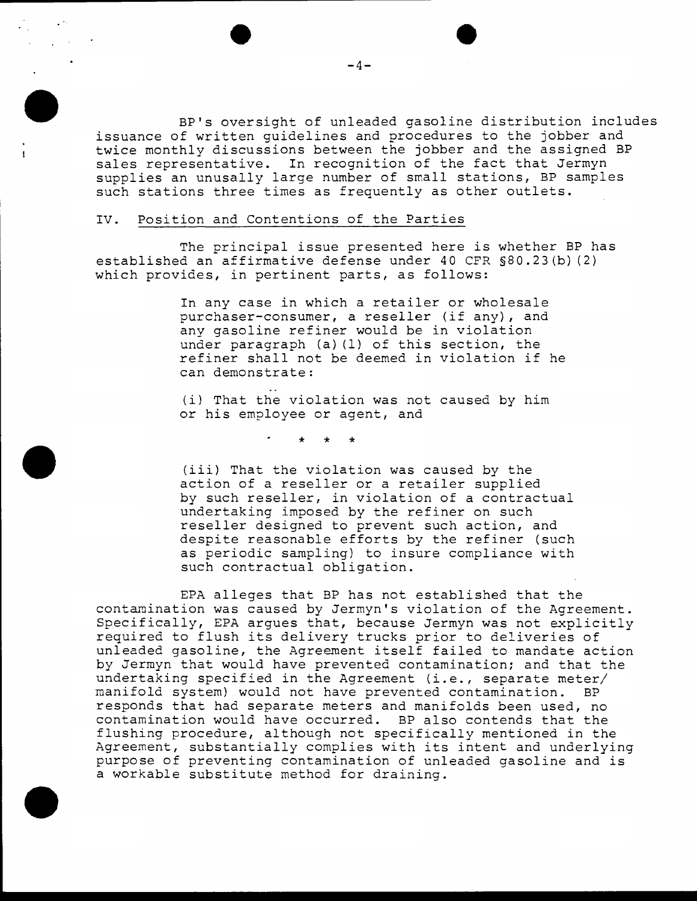BP's oversight of unleaded gasoline distribution includes issuance of written guidelines and procedures to the jobber and twice monthly discussions between the jobber and the assigned BP sales representative. In recognition of the fact that Jermyn supplies an unusally large number of small stations, BP samples such stations three times as frequently as other outlets.

## IV. Position and Contentions of the Parties

The principal issue presented here is whether BP has established an affirmative defense under 40 CFR §80.23(b)(2) which provides, in pertinent parts, as follows:

> In any case in which a retailer or wholesale purchaser-consumer, a reseller (if any), and any gasoline refiner would be in violation under paragraph (a)(1) of this section, the refiner shall not be deemed in violation if he can demonstrate:
>
> (i) That the violation was not caused by him or his employee or agent, and
>
> \* \* \*
>
> (iii) That the violation was caused by the action of a reseller or a retailer supplied by such reseller, in violation of a contractual undertaking imposed by the refiner on such reseller designed to prevent such action, and despite reasonable efforts by the refiner (such as periodic sampling) to insure compliance with such contractual obligation.

EPA alleges that BP has not established that the contamination was caused by Jermyn's violation of the Agreement. Specifically, EPA argues that, because Jermyn was not explicitly required to flush its delivery trucks prior to deliveries of unleaded gasoline, the Agreement itself failed to mandate action by Jermyn that would have prevented contamination; and that the undertaking specified in the Agreement (i.e., separate meter/ manifold system) would not have prevented contamination. BP responds that had separate meters and manifolds been used, no contamination would have occurred. BP also contends that the flushing procedure, although not specifically mentioned in the Agreement, substantially complies with its intent and underlying purpose of preventing contamination of unleaded gasoline and is a workable substitute method for draining.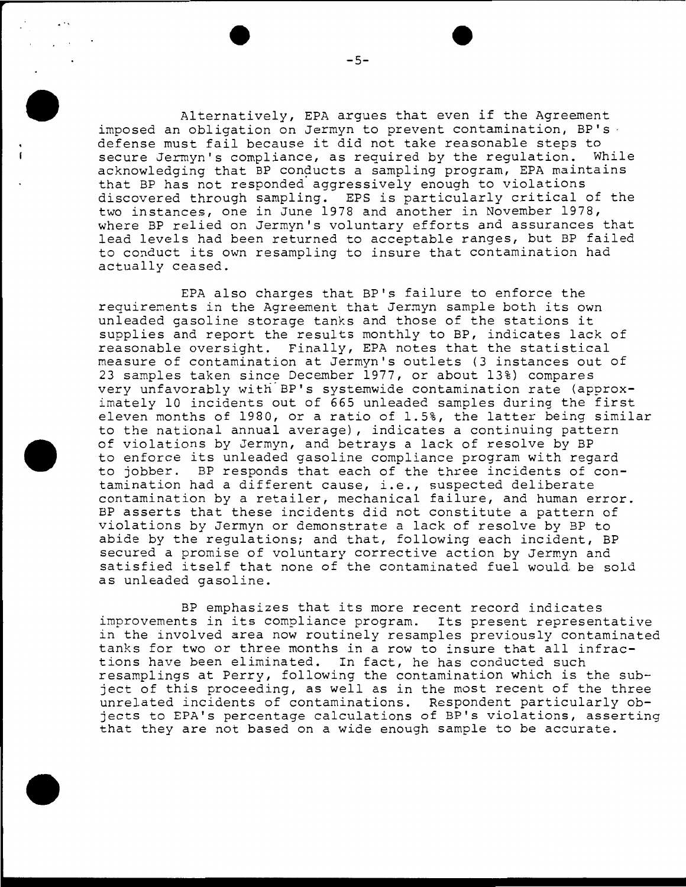Alternatively, EPA argues that even if the Agreement imposed an obligation on Jermyn to prevent contamination, BP's defense must fail because it did not take reasonable steps to secure Jermyn's compliance, as required by the regulation. While acknowledging that BP conducts a sampling program, EPA maintains that BP has not responded aggressively enough to violations discovered through sampling. EPS is particularly critical of the two instances, one in June 1978 and another in November 1978, where BP relied on Jermyn's voluntary efforts and assurances that lead levels had been returned to acceptable ranges, but BP failed to conduct its own resampling to insure that contamination had actually ceased.

EPA also charges that BP's failure to enforce the requirements in the Agreement that Jermyn sample both its own unleaded gasoline storage tanks and those of the stations it supplies and report the results monthly to BP, indicates lack of reasonable oversight. Finally, EPA notes that the statistical measure of contamination at Jermyn's outlets (3 instances out of 23 samples taken since December 1977, or about 13%) compares very unfavorably with BP's systemwide contamination rate (approximately 10 incidents out of 665 unleaded samples during the first eleven months of 1980, or a ratio of 1.5%, the latter being similar to the national annual average), indicates a continuing pattern of violations by Jermyn, and betrays a lack of resolve by BP to enforce its unleaded gasoline compliance program with regard to jobber. BP responds that each of the three incidents of contamination had a different cause, i.e., suspected deliberate contamination by a retailer, mechanical failure, and human error. BP asserts that these incidents did not constitute a pattern of violations by Jermyn or demonstrate a lack of resolve by BP to abide by the regulations; and that, following each incident, BP secured a promise of voluntary corrective action by Jermyn and satisfied itself that none of the contaminated fuel would be sold as unleaded gasoline.

BP emphasizes that its more recent record indicates improvements in its compliance program. Its present representative in the involved area now routinely resamples previously contaminated tanks for two or three months in a row to insure that all infractions have been eliminated. In fact, he has conducted such resamplings at Perry, following the contamination which is the subject of this proceeding, as well as in the most recent of the three unrelated incidents of contaminations. Respondent particularly objects to EPA's percentage calculations of BP's violations, asserting that they are not based on a wide enough sample to be accurate.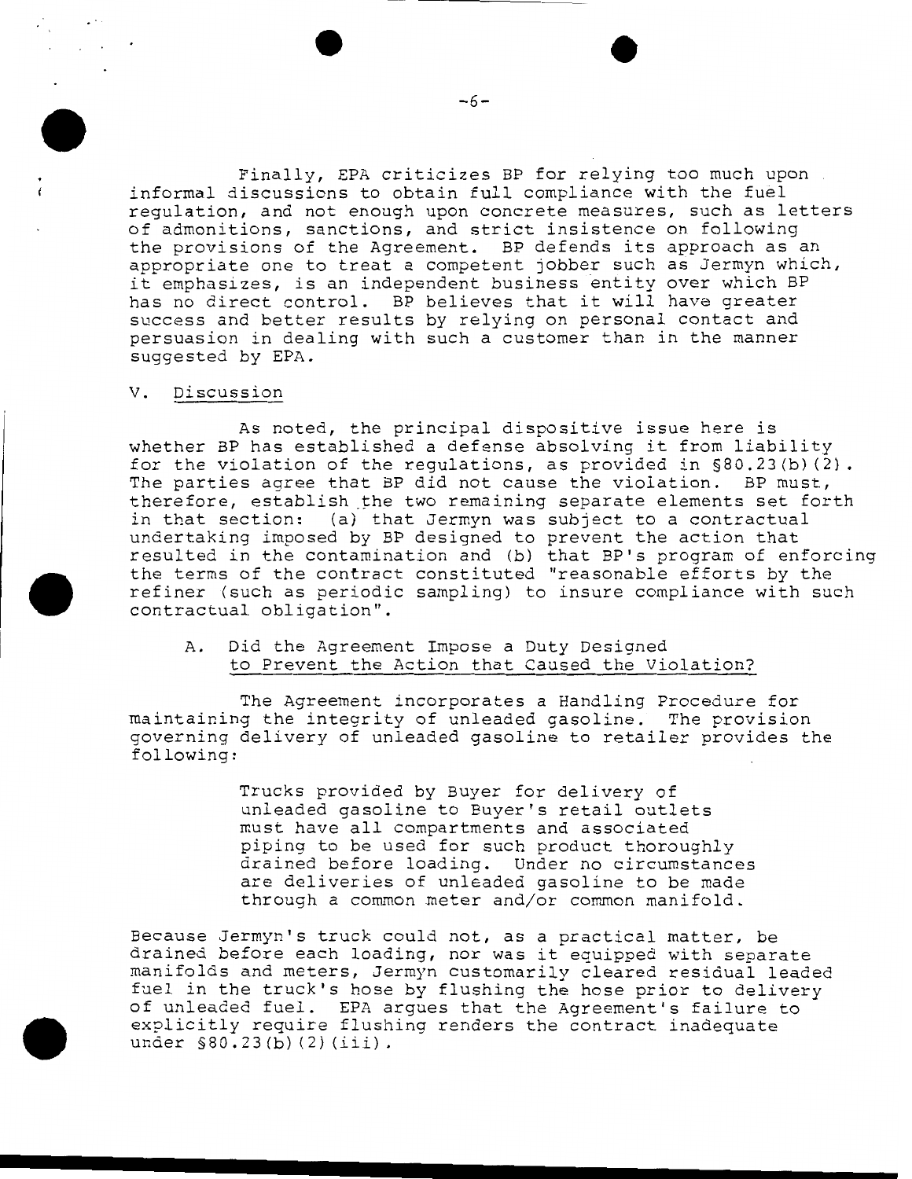Finally, EPA criticizes BP for relying too much upon informal discussions to obtain full compliance with the fuel regulation, and not enough upon concrete measures, such as letters of admonitions, sanctions, and strict insistence on following the provisions of the Agreement. BP defends its approach as an appropriate one to treat a competent jobber such as Jermyn which, it emphasizes, is an independent business entity over which BP has no direct control. BP believes that it will have greater success and better results by relying on personal contact and persuasion in dealing with such a customer than in the manner suggested by EPA.

## V. Discussion

As noted, the principal dispositive issue here is whether BP has established a defense absolving it from liability for the violation of the regulations, as provided in §80.23(b)(2). The parties agree that BP did not cause the violation. BP must, therefore, establish the two remaining separate elements set forth in that section: (a) that Jermyn was subject to a contractual undertaking imposed by BP designed to prevent the action that resulted in the contamination and (b) that BP's program of enforcing the terms of the contract constituted "reasonable efforts by the refiner (such as periodic sampling) to insure compliance with such contractual obligation".

### A. Did the Agreement Impose a Duty Designed to Prevent the Action that Caused the Violation?

The Agreement incorporates a Handling Procedure for maintaining the integrity of unleaded gasoline. The provision governing delivery of unleaded gasoline to retailer provides the following:

> Trucks provided by Buyer for delivery of unleaded gasoline to Buyer's retail outlets must have all compartments and associated piping to be used for such product thoroughly drained before loading. Under no circumstances are deliveries of unleaded gasoline to be made through a common meter and/or common manifold.

Because Jermyn's truck could not, as a practical matter, be drained before each loading, nor was it equipped with separate manifolds and meters, Jermyn customarily cleared residual leaded fuel in the truck's hose by flushing the hose prior to delivery of unleaded fuel. EPA argues that the Agreement's failure to explicitly require flushing renders the contract inadequate under §80.23(b)(2)(iii).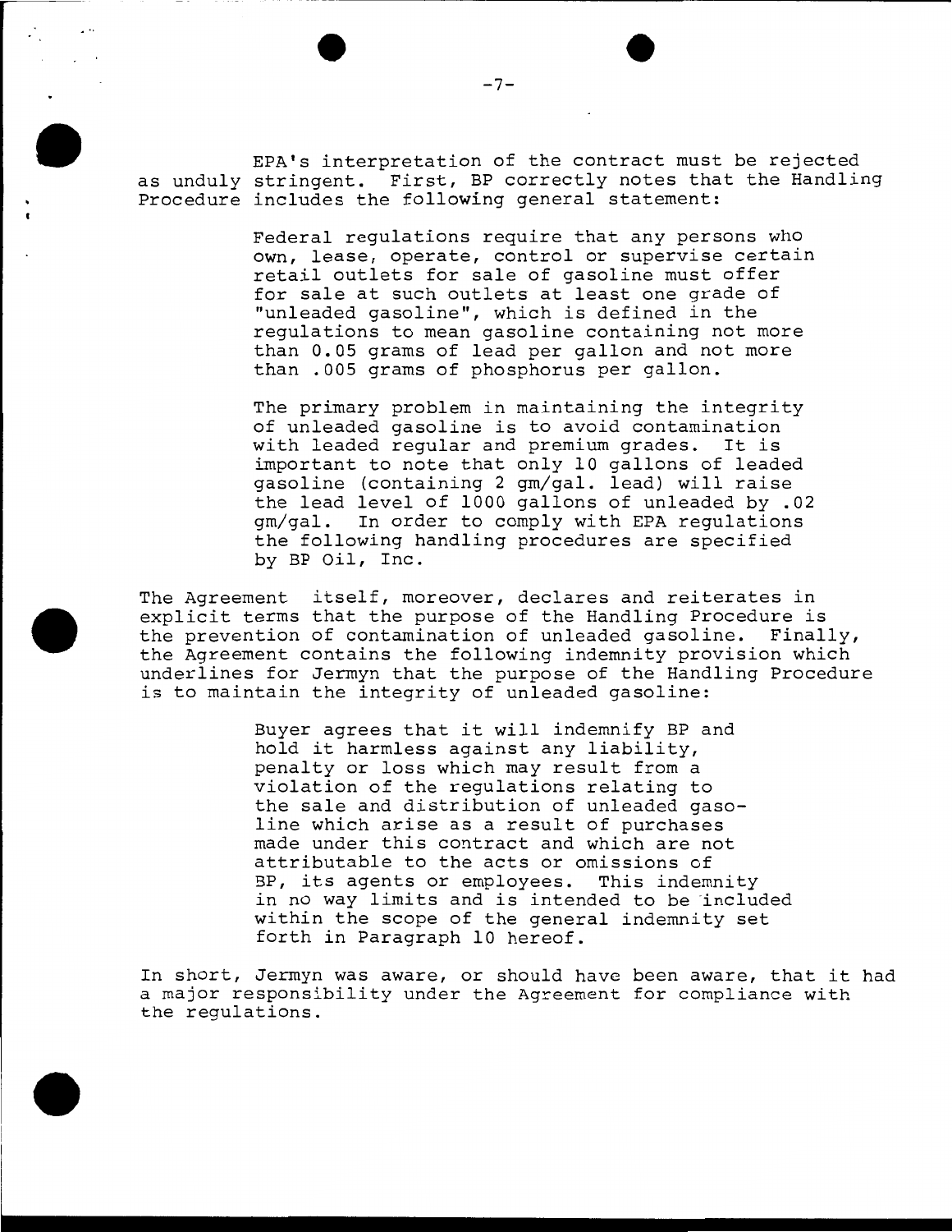EPA's interpretation of the contract must be rejected as unduly stringent. First, BP correctly notes that the Handling Procedure includes the following general statement:

> Federal regulations require that any persons who own, lease, operate, control or supervise certain retail outlets for sale of gasoline must offer for sale at such outlets at least one grade of "unleaded gasoline", which is defined in the regulations to mean gasoline containing not more than 0.05 grams of lead per gallon and not more than .005 grams of phosphorus per gallon.
>
> The primary problem in maintaining the integrity of unleaded gasoline is to avoid contamination with leaded regular and premium grades. It is important to note that only 10 gallons of leaded gasoline (containing 2 gm/gal. lead) will raise the lead level of 1000 gallons of unleaded by .02 gm/gal. In order to comply with EPA regulations the following handling procedures are specified by BP Oil, Inc.

The Agreement itself, moreover, declares and reiterates in explicit terms that the purpose of the Handling Procedure is the prevention of contamination of unleaded gasoline. Finally, the Agreement contains the following indemnity provision which underlines for Jermyn that the purpose of the Handling Procedure is to maintain the integrity of unleaded gasoline:

> Buyer agrees that it will indemnify BP and hold it harmless against any liability, penalty or loss which may result from a violation of the regulations relating to the sale and distribution of unleaded gasoline which arise as a result of purchases made under this contract and which are not attributable to the acts or omissions of BP, its agents or employees. This indemnity in no way limits and is intended to be included within the scope of the general indemnity set forth in Paragraph 10 hereof.

In short, Jermyn was aware, or should have been aware, that it had a major responsibility under the Agreement for compliance with the regulations.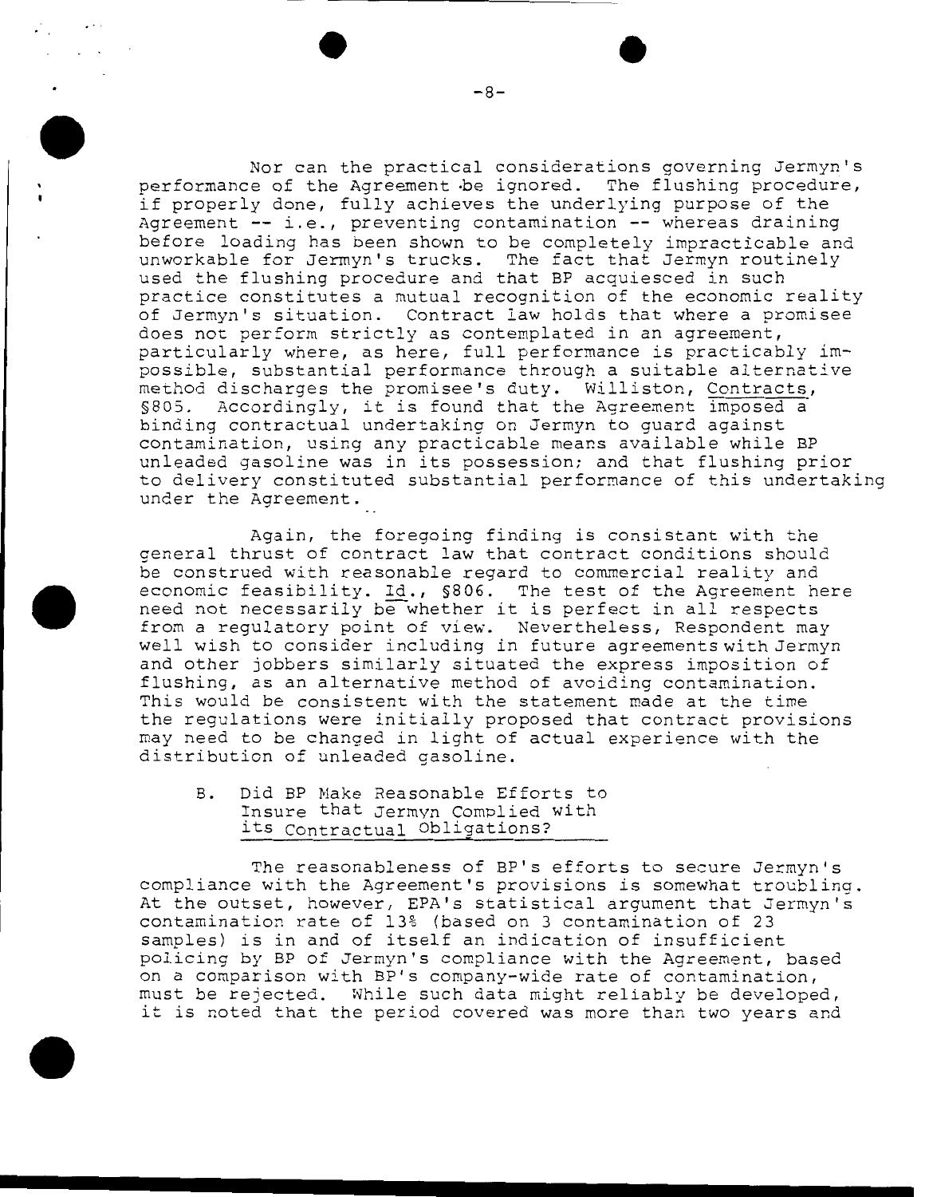Nor can the practical considerations governing Jermyn's performance of the Agreement be ignored. The flushing procedure, if properly done, fully achieves the underlying purpose of the Agreement -- i.e., preventing contamination -- whereas draining before loading has been shown to be completely impracticable and unworkable for Jermyn's trucks. The fact that Jermyn routinely used the flushing procedure and that BP acquiesced in such practice constitutes a mutual recognition of the economic reality of Jermyn's situation. Contract law holds that where a promisee does not perform strictly as contemplated in an agreement, particularly where, as here, full performance is practicably impossible, substantial performance through a suitable alternative method discharges the promisee's duty. Williston, Contracts, §805. Accordingly, it is found that the Agreement imposed a binding contractual undertaking on Jermyn to guard against contamination, using any practicable means available while BP unleaded gasoline was in its possession; and that flushing prior to delivery constituted substantial performance of this undertaking under the Agreement.

Again, the foregoing finding is consistant with the general thrust of contract law that contract conditions should be construed with reasonable regard to commercial reality and economic feasibility. Id., §806. The test of the Agreement here need not necessarily be whether it is perfect in all respects from a regulatory point of view. Nevertheless, Respondent may well wish to consider including in future agreements with Jermyn and other jobbers similarly situated the express imposition of flushing, as an alternative method of avoiding contamination. This would be consistent with the statement made at the time the regulations were initially proposed that contract provisions may need to be changed in light of actual experience with the distribution of unleaded gasoline.

### B. Did BP Make Reasonable Efforts to Insure that Jermyn Complied with its Contractual Obligations?

The reasonableness of BP's efforts to secure Jermyn's compliance with the Agreement's provisions is somewhat troubling. At the outset, however, EPA's statistical argument that Jermyn's contamination rate of 13% (based on 3 contamination of 23 samples) is in and of itself an indication of insufficient policing by BP of Jermyn's compliance with the Agreement, based on a comparison with BP's company-wide rate of contamination, must be rejected. While such data might reliably be developed, it is noted that the period covered was more than two years and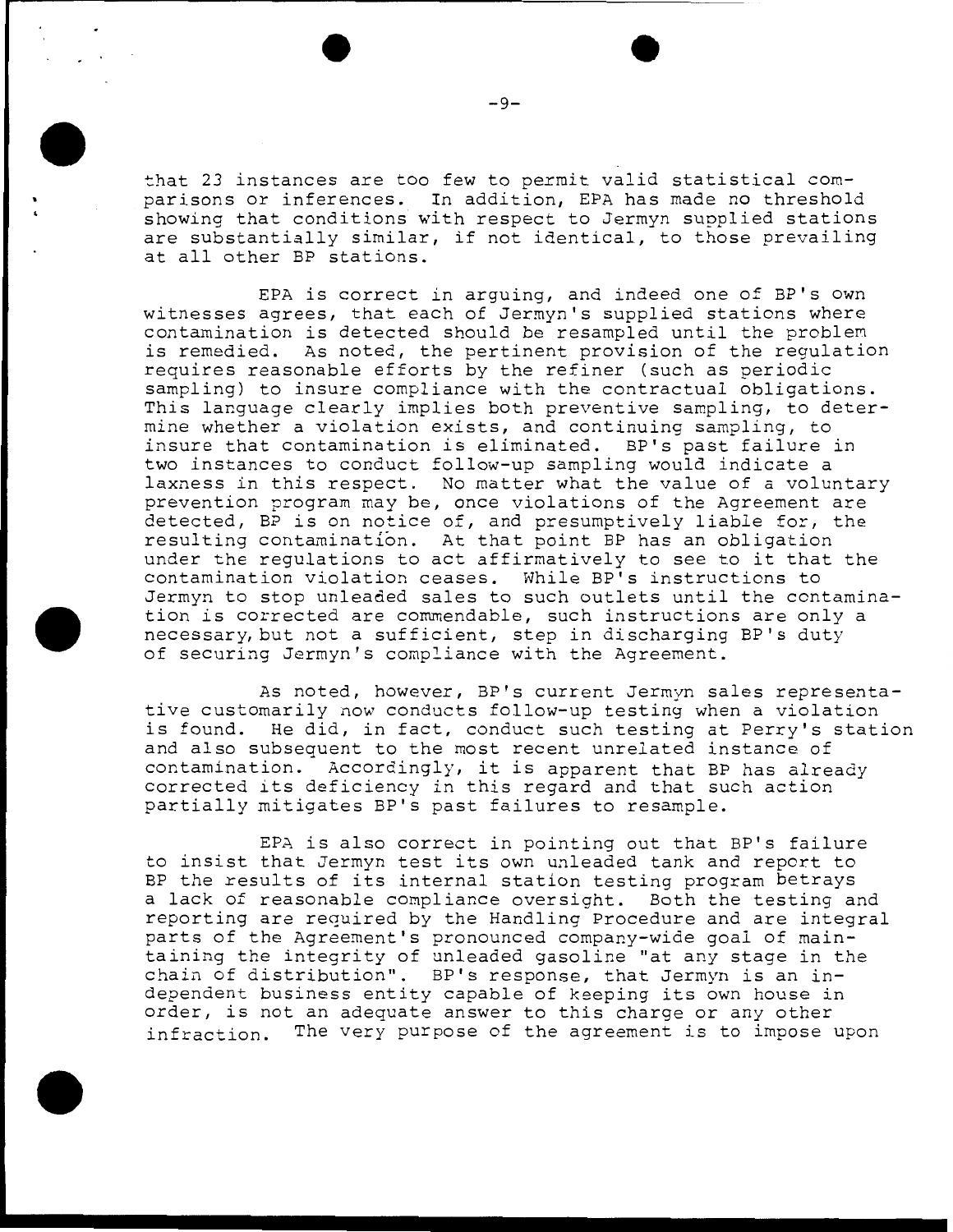that 23 instances are too few to permit valid statistical comparisons or inferences. In addition, EPA has made no threshold showing that conditions with respect to Jermyn supplied stations are substantially similar, if not identical, to those prevailing at all other BP stations.

EPA is correct in arguing, and indeed one of BP's own witnesses agrees, that each of Jermyn's supplied stations where contamination is detected should be resampled until the problem is remedied. As noted, the pertinent provision of the regulation requires reasonable efforts by the refiner (such as periodic sampling) to insure compliance with the contractual obligations. This language clearly implies both preventive sampling, to determine whether a violation exists, and continuing sampling, to insure that contamination is eliminated. BP's past failure in two instances to conduct follow-up sampling would indicate a laxness in this respect. No matter what the value of a voluntary prevention program may be, once violations of the Agreement are detected, BP is on notice of, and presumptively liable for, the resulting contamination. At that point BP has an obligation under the regulations to act affirmatively to see to it that the contamination violation ceases. While BP's instructions to Jermyn to stop unleaded sales to such outlets until the contamination is corrected are commendable, such instructions are only a necessary, but not a sufficient, step in discharging BP's duty of securing Jermyn's compliance with the Agreement.

As noted, however, BP's current Jermyn sales representative customarily now conducts follow-up testing when a violation is found. He did, in fact, conduct such testing at Perry's station and also subsequent to the most recent unrelated instance of contamination. Accordingly, it is apparent that BP has already corrected its deficiency in this regard and that such action partially mitigates BP's past failures to resample.

EPA is also correct in pointing out that BP's failure to insist that Jermyn test its own unleaded tank and report to BP the results of its internal station testing program betrays a lack of reasonable compliance oversight. Both the testing and reporting are required by the Handling Procedure and are integral parts of the Agreement's pronounced company-wide goal of maintaining the integrity of unleaded gasoline "at any stage in the chain of distribution". BP's response, that Jermyn is an independent business entity capable of keeping its own house in order, is not an adequate answer to this charge or any other infraction. The very purpose of the agreement is to impose upon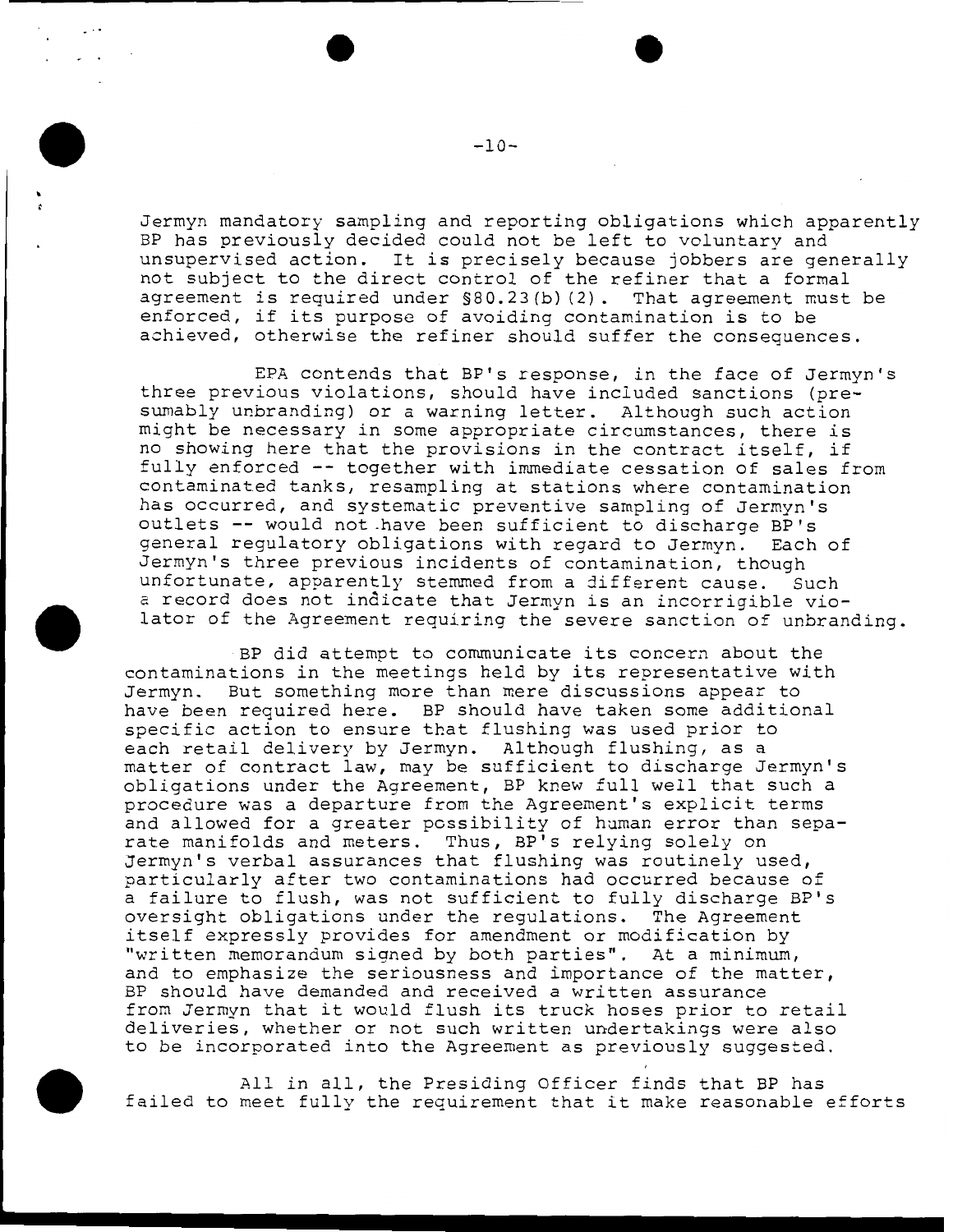Jermyn mandatory sampling and reporting obligations which apparently BP has previously decided could not be left to voluntary and unsupervised action. It is precisely because jobbers are generally not subject to the direct control of the refiner that a formal agreement is required under §80.23(b)(2). That agreement must be enforced, if its purpose of avoiding contamination is to be achieved, otherwise the refiner should suffer the consequences.

EPA contends that BP's response, in the face of Jermyn's three previous violations, should have included sanctions (presumably unbranding) or a warning letter. Although such action might be necessary in some appropriate circumstances, there is no showing here that the provisions in the contract itself, if fully enforced -- together with immediate cessation of sales from contaminated tanks, resampling at stations where contamination has occurred, and systematic preventive sampling of Jermyn's outlets -- would not have been sufficient to discharge BP's general regulatory obligations with regard to Jermyn. Each of Jermyn's three previous incidents of contamination, though unfortunate, apparently stemmed from a different cause. Such a record does not indicate that Jermyn is an incorrigible violator of the Agreement requiring the severe sanction of unbranding.

BP did attempt to communicate its concern about the contaminations in the meetings held by its representative with Jermyn. But something more than mere discussions appear to have been required here. BP should have taken some additional specific action to ensure that flushing was used prior to each retail delivery by Jermyn. Although flushing, as a matter of contract law, may be sufficient to discharge Jermyn's obligations under the Agreement, BP knew full well that such a procedure was a departure from the Agreement's explicit terms and allowed for a greater possibility of human error than separate manifolds and meters. Thus, BP's relying solely on Jermyn's verbal assurances that flushing was routinely used, particularly after two contaminations had occurred because of a failure to flush, was not sufficient to fully discharge BP's oversight obligations under the regulations. The Agreement itself expressly provides for amendment or modification by "written memorandum signed by both parties". At a minimum, and to emphasize the seriousness and importance of the matter, BP should have demanded and received a written assurance from Jermyn that it would flush its truck hoses prior to retail deliveries, whether or not such written undertakings were also to be incorporated into the Agreement as previously suggested.

All in all, the Presiding Officer finds that BP has failed to meet fully the requirement that it make reasonable efforts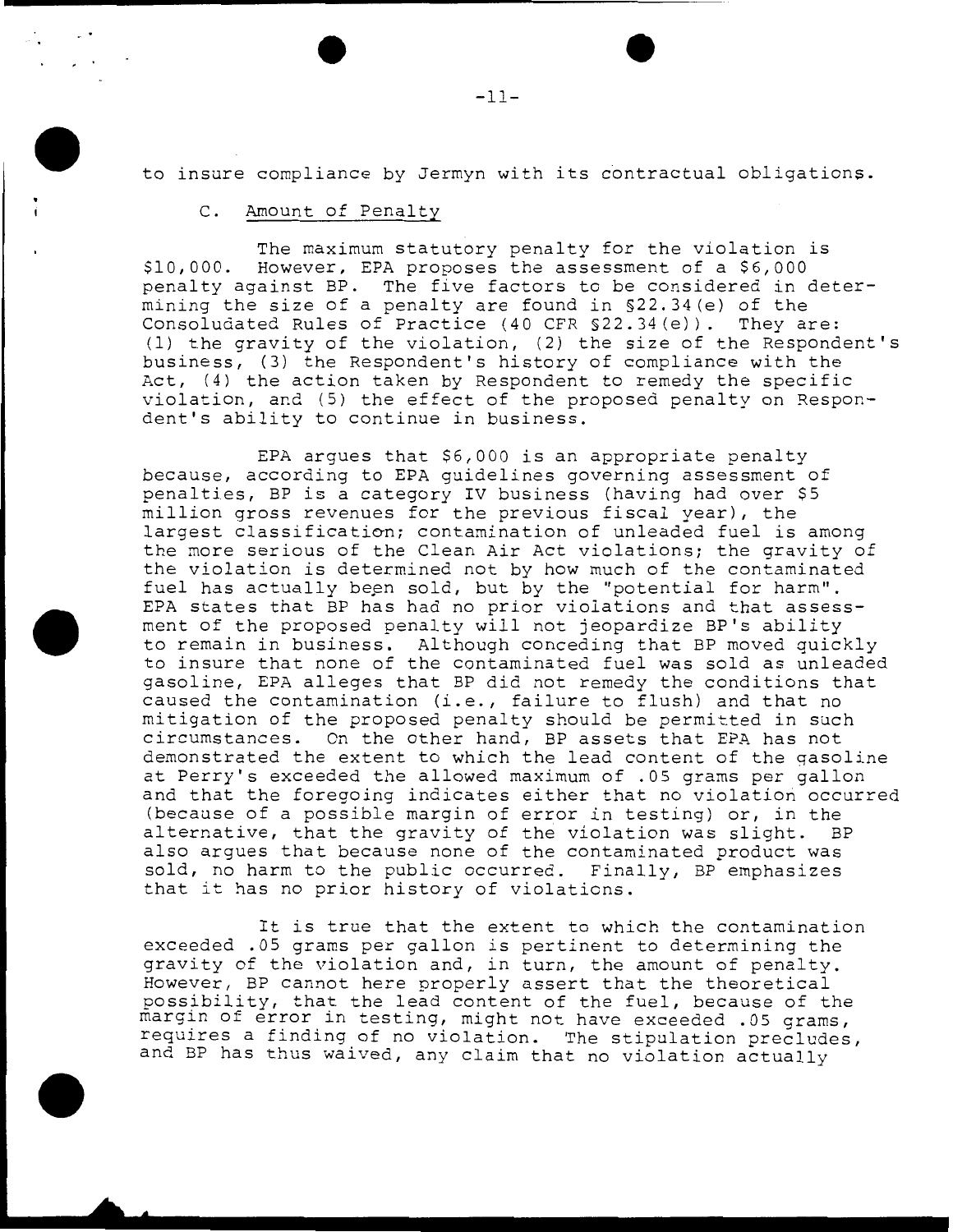to insure compliance by Jermyn with its contractual obligations.

C. Amount of Penalty

The maximum statutory penalty for the violation is $10,000. However, EPA proposes the assessment of a $6,000 penalty against BP. The five factors to be considered in determining the size of a penalty are found in §22.34(e) of the Consoludated Rules of Practice (40 CFR §22.34(e)). They are: (1) the gravity of the violation, (2) the size of the Respondent's business, (3) the Respondent's history of compliance with the Act, (4) the action taken by Respondent to remedy the specific violation, and (5) the effect of the proposed penalty on Respondent's ability to continue in business.

EPA argues that $6,000 is an appropriate penalty because, according to EPA guidelines governing assessment of penalties, BP is a category IV business (having had over $5 million gross revenues for the previous fiscal year), the largest classification; contamination of unleaded fuel is among the more serious of the Clean Air Act violations; the gravity of the violation is determined not by how much of the contaminated fuel has actually been sold, but by the "potential for harm". EPA states that BP has had no prior violations and that assessment of the proposed penalty will not jeopardize BP's ability to remain in business. Although conceding that BP moved quickly to insure that none of the contaminated fuel was sold as unleaded gasoline, EPA alleges that BP did not remedy the conditions that caused the contamination (i.e., failure to flush) and that no mitigation of the proposed penalty should be permitted in such circumstances. On the other hand, BP assets that EPA has not demonstrated the extent to which the lead content of the gasoline at Perry's exceeded the allowed maximum of .05 grams per gallon and that the foregoing indicates either that no violation occurred (because of a possible margin of error in testing) or, in the alternative, that the gravity of the violation was slight. BP also argues that because none of the contaminated product was sold, no harm to the public occurred. Finally, BP emphasizes that it has no prior history of violations.

It is true that the extent to which the contamination exceeded .05 grams per gallon is pertinent to determining the gravity of the violation and, in turn, the amount of penalty. However, BP cannot here properly assert that the theoretical possibility, that the lead content of the fuel, because of the margin of error in testing, might not have exceeded .05 grams, requires a finding of no violation. The stipulation precludes, and BP has thus waived, any claim that no violation actually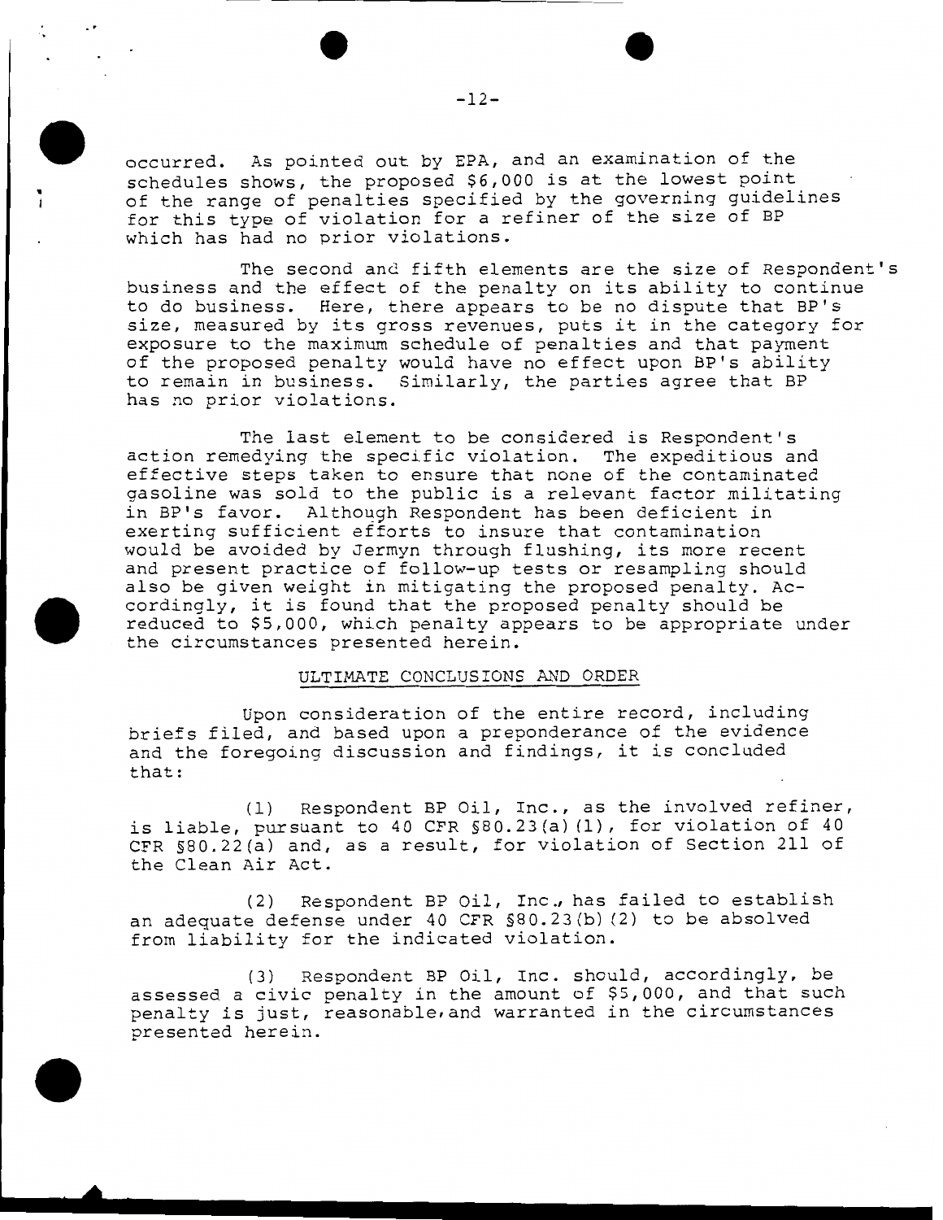occurred. As pointed out by EPA, and an examination of the schedules shows, the proposed $6,000 is at the lowest point of the range of penalties specified by the governing guidelines for this type of violation for a refiner of the size of BP which has had no prior violations.

The second and fifth elements are the size of Respondent's business and the effect of the penalty on its ability to continue to do business. Here, there appears to be no dispute that BP's size, measured by its gross revenues, puts it in the category for exposure to the maximum schedule of penalties and that payment of the proposed penalty would have no effect upon BP's ability to remain in business. Similarly, the parties agree that BP has no prior violations.

The last element to be considered is Respondent's action remedying the specific violation. The expeditious and effective steps taken to ensure that none of the contaminated gasoline was sold to the public is a relevant factor militating in BP's favor. Although Respondent has been deficient in exerting sufficient efforts to insure that contamination would be avoided by Jermyn through flushing, its more recent and present practice of follow-up tests or resampling should also be given weight in mitigating the proposed penalty. Accordingly, it is found that the proposed penalty should be reduced to $5,000, which penalty appears to be appropriate under the circumstances presented herein.

## ULTIMATE CONCLUSIONS AND ORDER

Upon consideration of the entire record, including briefs filed, and based upon a preponderance of the evidence and the foregoing discussion and findings, it is concluded that:

(1) Respondent BP Oil, Inc., as the involved refiner, is liable, pursuant to 40 CFR §80.23(a)(1), for violation of 40 CFR §80.22(a) and, as a result, for violation of Section 211 of the Clean Air Act.

(2) Respondent BP Oil, Inc., has failed to establish an adequate defense under 40 CFR §80.23(b)(2) to be absolved from liability for the indicated violation.

(3) Respondent BP Oil, Inc. should, accordingly, be assessed a civic penalty in the amount of $5,000, and that such penalty is just, reasonable, and warranted in the circumstances presented herein.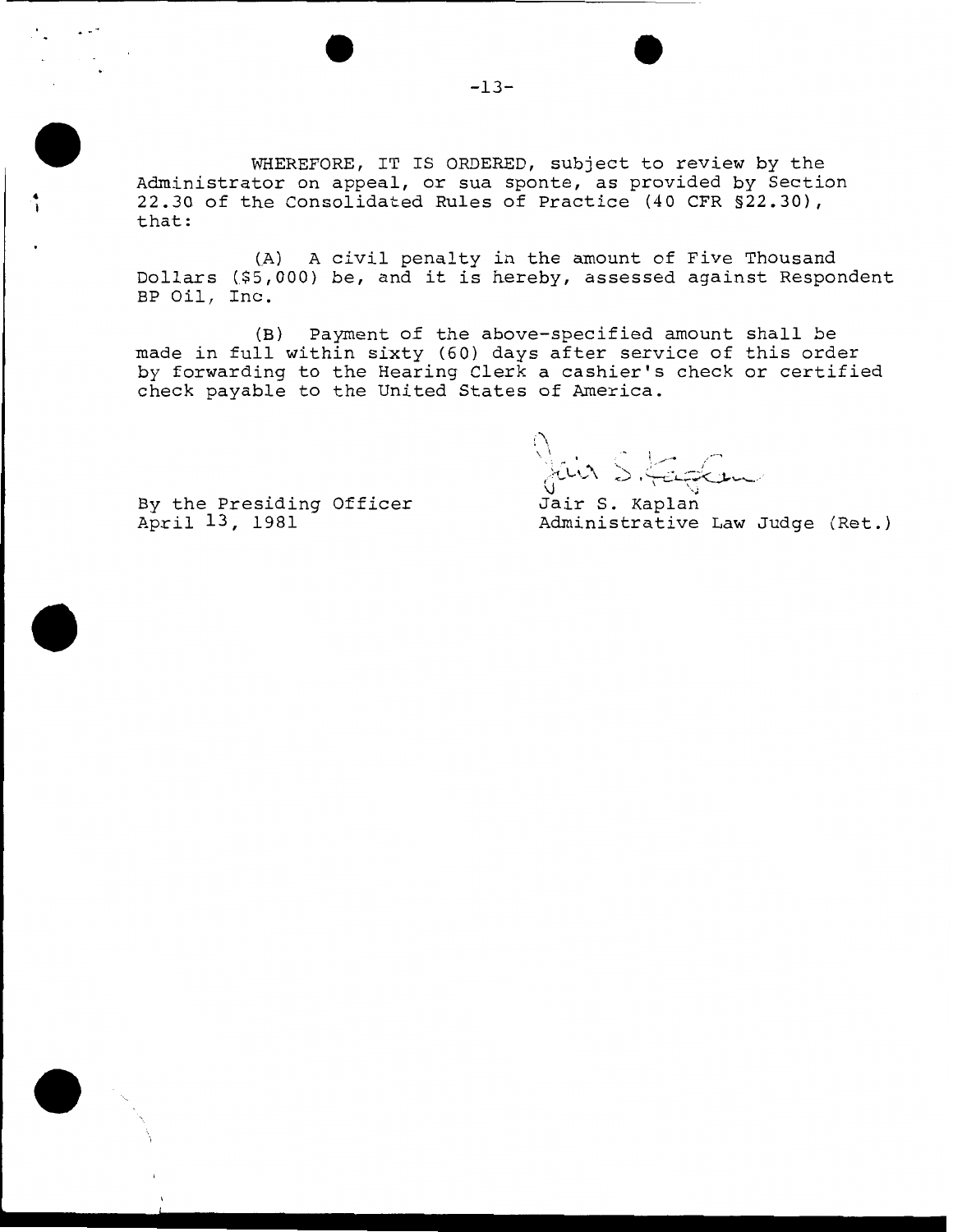WHEREFORE, IT IS ORDERED, subject to review by the Administrator on appeal, or sua sponte, as provided by Section 22.30 of the Consolidated Rules of Practice (40 CFR §22.30), that:

(A) A civil penalty in the amount of Five Thousand Dollars ($5,000) be, and it is hereby, assessed against Respondent BP Oil, Inc.

(B) Payment of the above-specified amount shall be made in full within sixty (60) days after service of this order by forwarding to the Hearing Clerk a cashier's check or certified check payable to the United States of America.

By the Presiding Officer
April 13, 1981

Jair S. Kaplan
Administrative Law Judge (Ret.)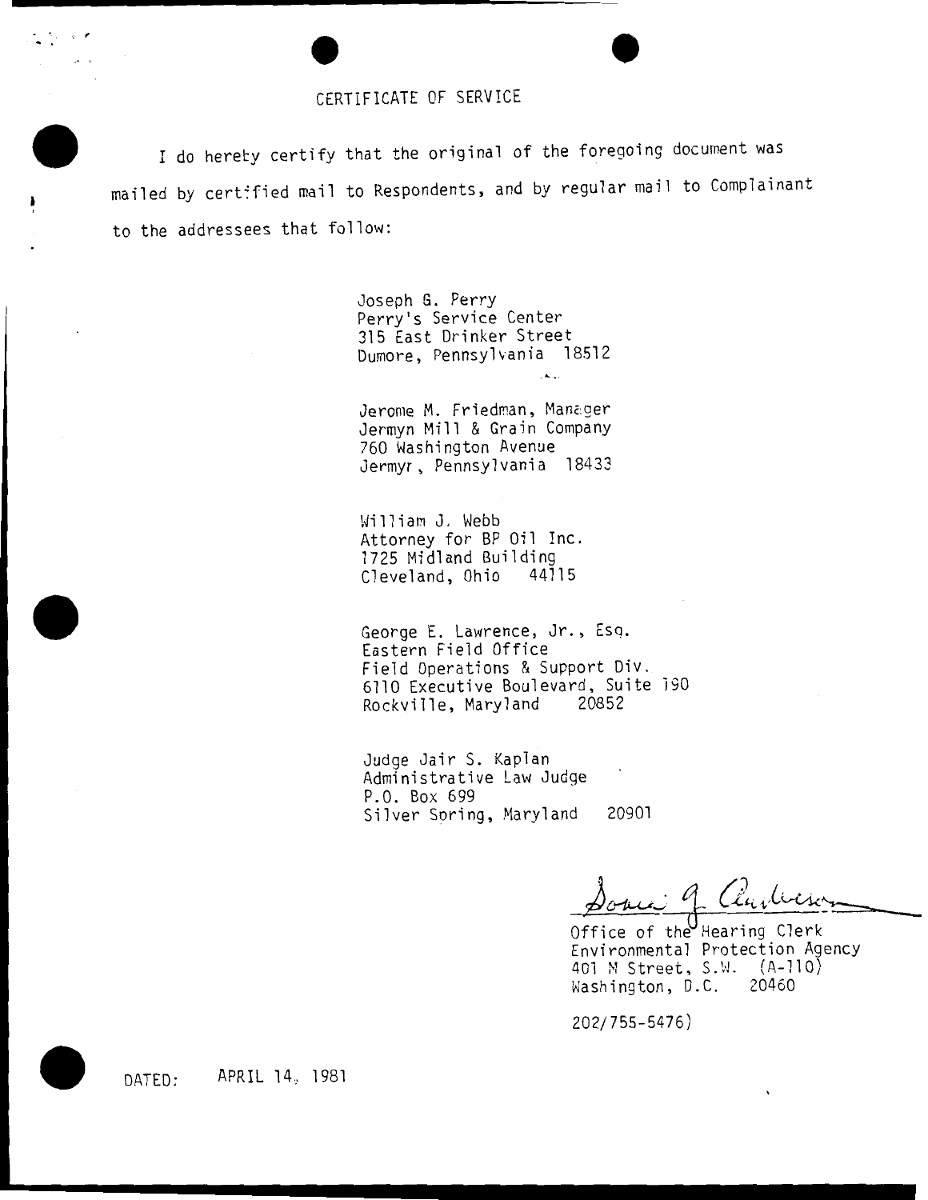# CERTIFICATE OF SERVICE

I do hereby certify that the original of the foregoing document was mailed by certified mail to Respondents, and by regular mail to Complainant to the addressees that follow:

Joseph G. Perry
Perry's Service Center
315 East Drinker Street
Dumore, Pennsylvania 18512

Jerome M. Friedman, Manager
Jermyn Mill & Grain Company
760 Washington Avenue
Jermyn, Pennsylvania 18433

William J. Webb
Attorney for BP Oil Inc.
1725 Midland Building
Cleveland, Ohio 44115

George E. Lawrence, Jr., Esq.
Eastern Field Office
Field Operations & Support Div.
6110 Executive Boulevard, Suite 190
Rockville, Maryland 20852

Judge Jair S. Kaplan
Administrative Law Judge
P.O. Box 699
Silver Spring, Maryland 20901

Sonia G. Anderson

Office of the Hearing Clerk
Environmental Protection Agency
401 M Street, S.W. (A-110)
Washington, D.C. 20460

202/755-5476)

DATED: APRIL 14, 1981